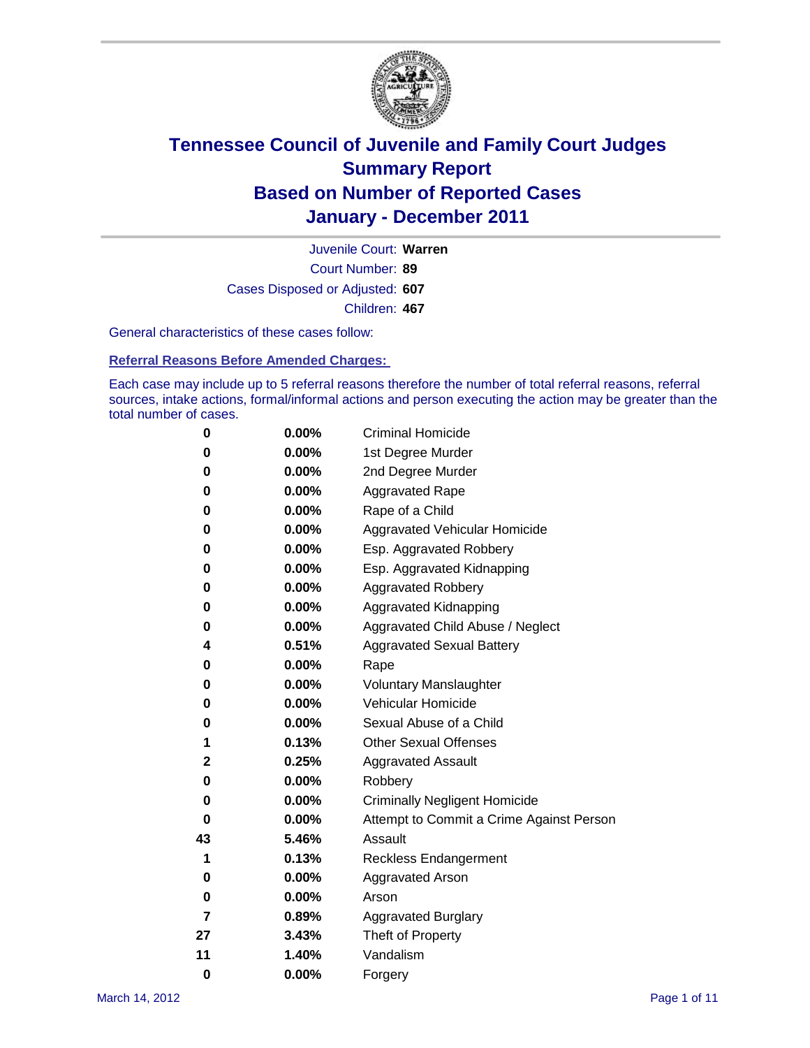# Tennessee Council of Juvenile and Family Court Judges
## Summary Report
## Based on Number of Reported Cases
## January - December 2011

Juvenile Court: **Warren**

Court Number: **89**

Cases Disposed or Adjusted: **607**

Children: **467**

General characteristics of these cases follow:

### Referral Reasons Before Amended Charges:

Each case may include up to 5 referral reasons therefore the number of total referral reasons, referral sources, intake actions, formal/informal actions and person executing the action may be greater than the total number of cases.

| Count | Percent | Referral Reason |
|---|---|---|
| 0 | 0.00% | Criminal Homicide |
| 0 | 0.00% | 1st Degree Murder |
| 0 | 0.00% | 2nd Degree Murder |
| 0 | 0.00% | Aggravated Rape |
| 0 | 0.00% | Rape of a Child |
| 0 | 0.00% | Aggravated Vehicular Homicide |
| 0 | 0.00% | Esp. Aggravated Robbery |
| 0 | 0.00% | Esp. Aggravated Kidnapping |
| 0 | 0.00% | Aggravated Robbery |
| 0 | 0.00% | Aggravated Kidnapping |
| 0 | 0.00% | Aggravated Child Abuse / Neglect |
| 4 | 0.51% | Aggravated Sexual Battery |
| 0 | 0.00% | Rape |
| 0 | 0.00% | Voluntary Manslaughter |
| 0 | 0.00% | Vehicular Homicide |
| 0 | 0.00% | Sexual Abuse of a Child |
| 1 | 0.13% | Other Sexual Offenses |
| 2 | 0.25% | Aggravated Assault |
| 0 | 0.00% | Robbery |
| 0 | 0.00% | Criminally Negligent Homicide |
| 0 | 0.00% | Attempt to Commit a Crime Against Person |
| 43 | 5.46% | Assault |
| 1 | 0.13% | Reckless Endangerment |
| 0 | 0.00% | Aggravated Arson |
| 0 | 0.00% | Arson |
| 7 | 0.89% | Aggravated Burglary |
| 27 | 3.43% | Theft of Property |
| 11 | 1.40% | Vandalism |
| 0 | 0.00% | Forgery |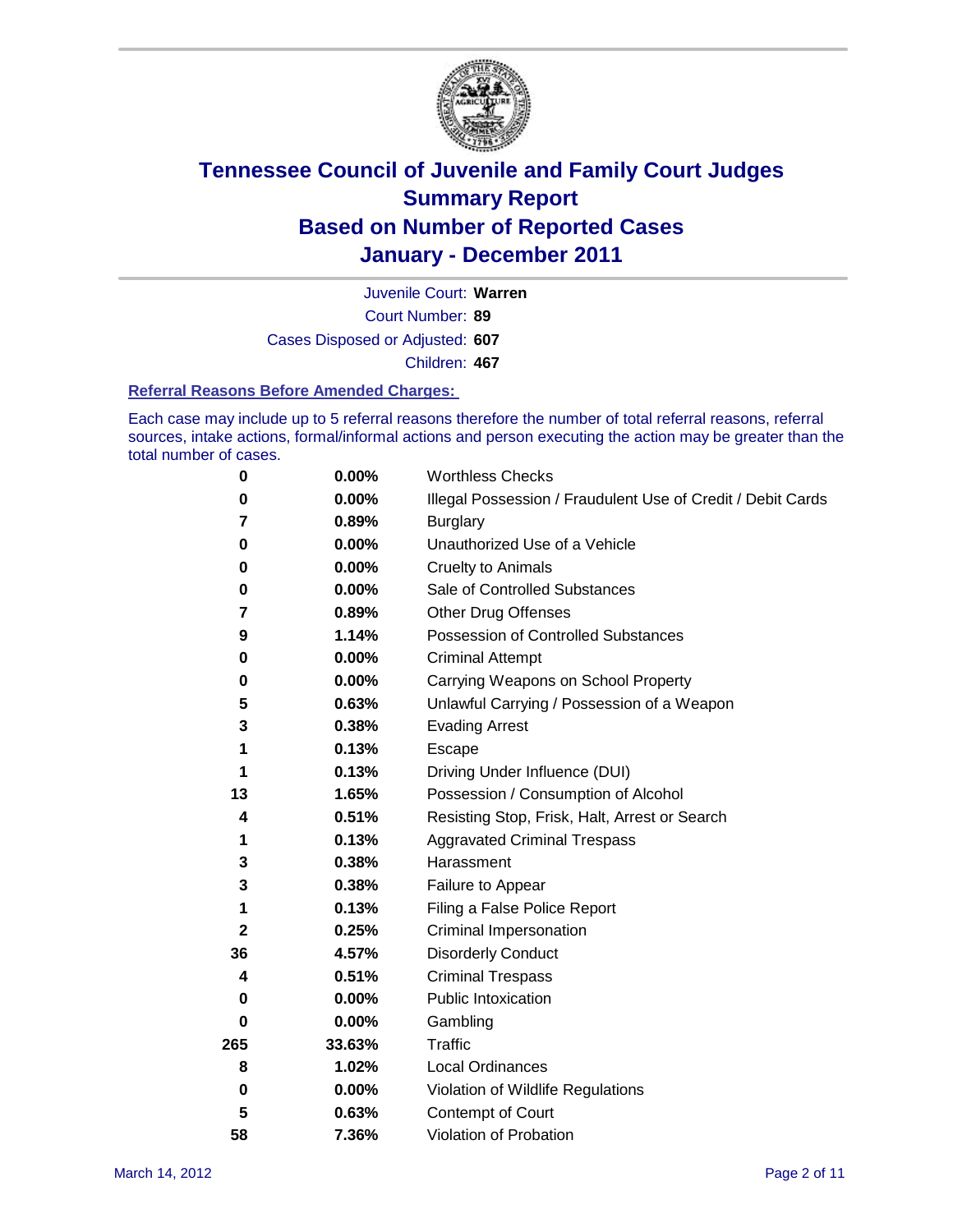# Tennessee Council of Juvenile and Family Court Judges Summary Report Based on Number of Reported Cases January - December 2011

Juvenile Court: **Warren**

Court Number: **89**

Cases Disposed or Adjusted: **607**

Children: **467**

## Referral Reasons Before Amended Charges:

Each case may include up to 5 referral reasons therefore the number of total referral reasons, referral sources, intake actions, formal/informal actions and person executing the action may be greater than the total number of cases.

| Count | Percent | Reason |
|---|---|---|
| 0 | 0.00% | Worthless Checks |
| 0 | 0.00% | Illegal Possession / Fraudulent Use of Credit / Debit Cards |
| 7 | 0.89% | Burglary |
| 0 | 0.00% | Unauthorized Use of a Vehicle |
| 0 | 0.00% | Cruelty to Animals |
| 0 | 0.00% | Sale of Controlled Substances |
| 7 | 0.89% | Other Drug Offenses |
| 9 | 1.14% | Possession of Controlled Substances |
| 0 | 0.00% | Criminal Attempt |
| 0 | 0.00% | Carrying Weapons on School Property |
| 5 | 0.63% | Unlawful Carrying / Possession of a Weapon |
| 3 | 0.38% | Evading Arrest |
| 1 | 0.13% | Escape |
| 1 | 0.13% | Driving Under Influence (DUI) |
| 13 | 1.65% | Possession / Consumption of Alcohol |
| 4 | 0.51% | Resisting Stop, Frisk, Halt, Arrest or Search |
| 1 | 0.13% | Aggravated Criminal Trespass |
| 3 | 0.38% | Harassment |
| 3 | 0.38% | Failure to Appear |
| 1 | 0.13% | Filing a False Police Report |
| 2 | 0.25% | Criminal Impersonation |
| 36 | 4.57% | Disorderly Conduct |
| 4 | 0.51% | Criminal Trespass |
| 0 | 0.00% | Public Intoxication |
| 0 | 0.00% | Gambling |
| 265 | 33.63% | Traffic |
| 8 | 1.02% | Local Ordinances |
| 0 | 0.00% | Violation of Wildlife Regulations |
| 5 | 0.63% | Contempt of Court |
| 58 | 7.36% | Violation of Probation |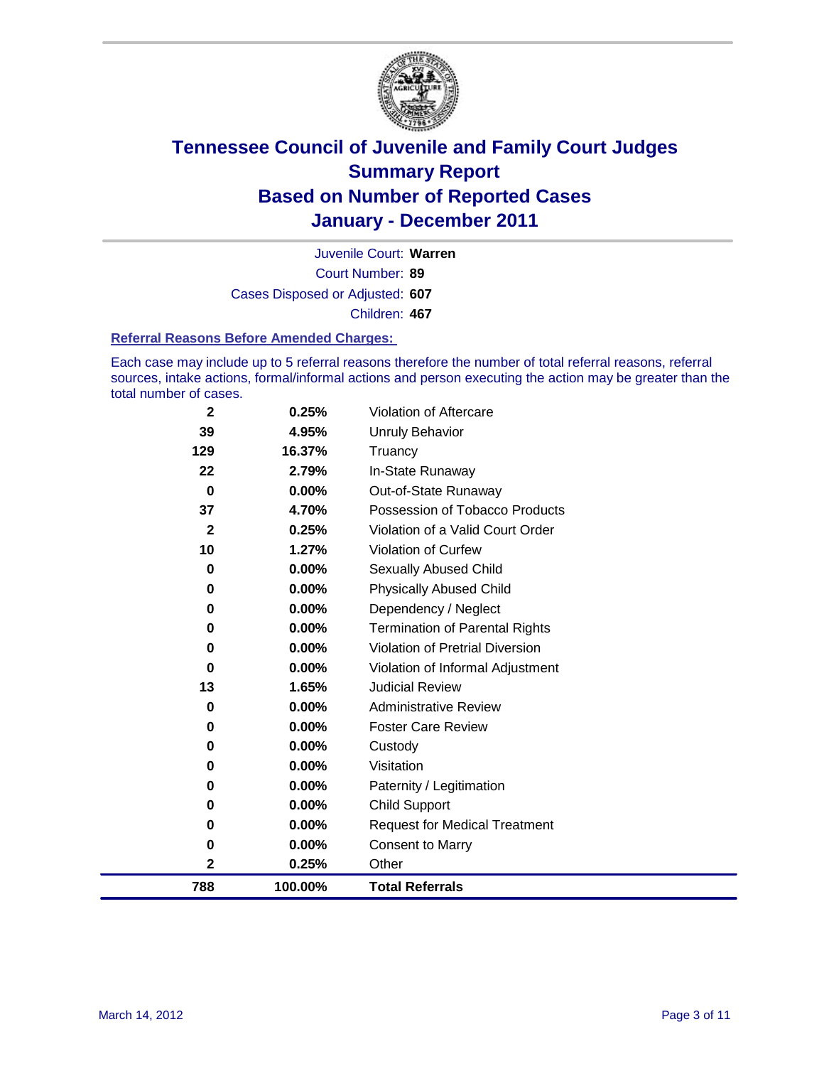# Tennessee Council of Juvenile and Family Court Judges
## Summary Report
## Based on Number of Reported Cases
## January - December 2011

Juvenile Court: **Warren**

Court Number: **89**

Cases Disposed or Adjusted: **607**

Children: **467**

### Referral Reasons Before Amended Charges:

Each case may include up to 5 referral reasons therefore the number of total referral reasons, referral sources, intake actions, formal/informal actions and person executing the action may be greater than the total number of cases.

| Count | Percent | Referral Reason |
|---|---|---|
| 2 | 0.25% | Violation of Aftercare |
| 39 | 4.95% | Unruly Behavior |
| 129 | 16.37% | Truancy |
| 22 | 2.79% | In-State Runaway |
| 0 | 0.00% | Out-of-State Runaway |
| 37 | 4.70% | Possession of Tobacco Products |
| 2 | 0.25% | Violation of a Valid Court Order |
| 10 | 1.27% | Violation of Curfew |
| 0 | 0.00% | Sexually Abused Child |
| 0 | 0.00% | Physically Abused Child |
| 0 | 0.00% | Dependency / Neglect |
| 0 | 0.00% | Termination of Parental Rights |
| 0 | 0.00% | Violation of Pretrial Diversion |
| 0 | 0.00% | Violation of Informal Adjustment |
| 13 | 1.65% | Judicial Review |
| 0 | 0.00% | Administrative Review |
| 0 | 0.00% | Foster Care Review |
| 0 | 0.00% | Custody |
| 0 | 0.00% | Visitation |
| 0 | 0.00% | Paternity / Legitimation |
| 0 | 0.00% | Child Support |
| 0 | 0.00% | Request for Medical Treatment |
| 0 | 0.00% | Consent to Marry |
| 2 | 0.25% | Other |
| **788** | **100.00%** | **Total Referrals** |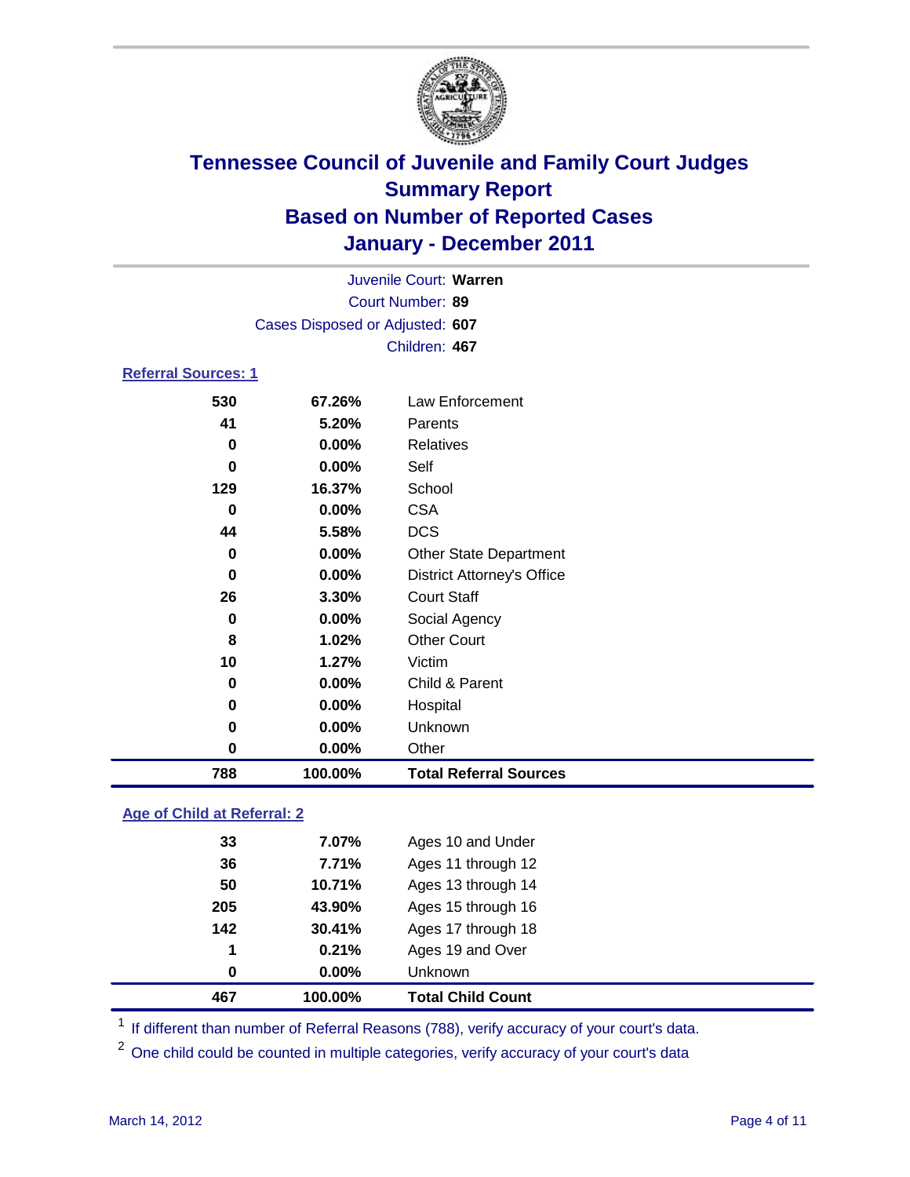# Tennessee Council of Juvenile and Family Court Judges
## Summary Report
## Based on Number of Reported Cases
## January - December 2011

Juvenile Court: **Warren**
Court Number: **89**
Cases Disposed or Adjusted: **607**
Children: **467**

### Referral Sources: 1

| | | |
|---|---|---|
| 530 | 67.26% | Law Enforcement |
| 41 | 5.20% | Parents |
| 0 | 0.00% | Relatives |
| 0 | 0.00% | Self |
| 129 | 16.37% | School |
| 0 | 0.00% | CSA |
| 44 | 5.58% | DCS |
| 0 | 0.00% | Other State Department |
| 0 | 0.00% | District Attorney's Office |
| 26 | 3.30% | Court Staff |
| 0 | 0.00% | Social Agency |
| 8 | 1.02% | Other Court |
| 10 | 1.27% | Victim |
| 0 | 0.00% | Child & Parent |
| 0 | 0.00% | Hospital |
| 0 | 0.00% | Unknown |
| 0 | 0.00% | Other |
| **788** | **100.00%** | **Total Referral Sources** |

### Age of Child at Referral: 2

| | | |
|---|---|---|
| 33 | 7.07% | Ages 10 and Under |
| 36 | 7.71% | Ages 11 through 12 |
| 50 | 10.71% | Ages 13 through 14 |
| 205 | 43.90% | Ages 15 through 16 |
| 142 | 30.41% | Ages 17 through 18 |
| 1 | 0.21% | Ages 19 and Over |
| 0 | 0.00% | Unknown |
| **467** | **100.00%** | **Total Child Count** |

[1] If different than number of Referral Reasons (788), verify accuracy of your court's data.

[2] One child could be counted in multiple categories, verify accuracy of your court's data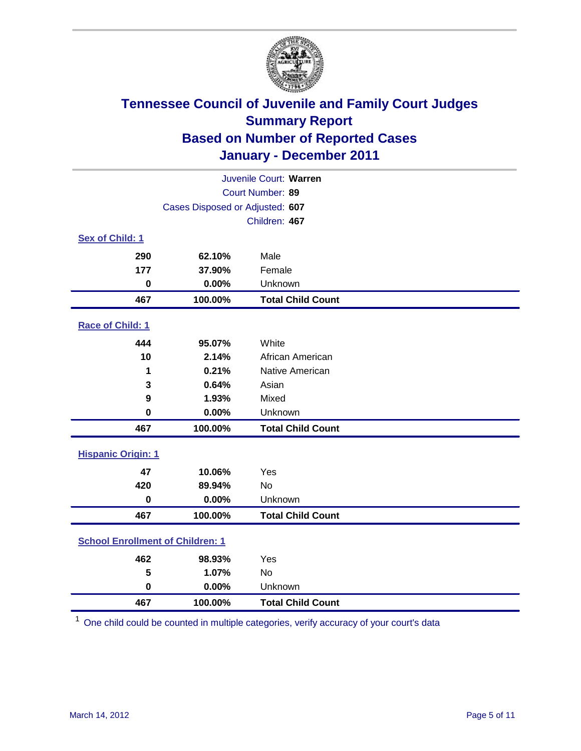# Tennessee Council of Juvenile and Family Court Judges
## Summary Report
## Based on Number of Reported Cases
## January - December 2011

Juvenile Court: **Warren**
Court Number: **89**
Cases Disposed or Adjusted: **607**
Children: **467**

### Sex of Child: 1

| | | |
|---|---|---|
| **290** | **62.10%** | Male |
| **177** | **37.90%** | Female |
| **0** | **0.00%** | Unknown |
| **467** | **100.00%** | **Total Child Count** |

### Race of Child: 1

| | | |
|---|---|---|
| **444** | **95.07%** | White |
| **10** | **2.14%** | African American |
| **1** | **0.21%** | Native American |
| **3** | **0.64%** | Asian |
| **9** | **1.93%** | Mixed |
| **0** | **0.00%** | Unknown |
| **467** | **100.00%** | **Total Child Count** |

### Hispanic Origin: 1

| | | |
|---|---|---|
| **47** | **10.06%** | Yes |
| **420** | **89.94%** | No |
| **0** | **0.00%** | Unknown |
| **467** | **100.00%** | **Total Child Count** |

### School Enrollment of Children: 1

| | | |
|---|---|---|
| **462** | **98.93%** | Yes |
| **5** | **1.07%** | No |
| **0** | **0.00%** | Unknown |
| **467** | **100.00%** | **Total Child Count** |

[1] One child could be counted in multiple categories, verify accuracy of your court's data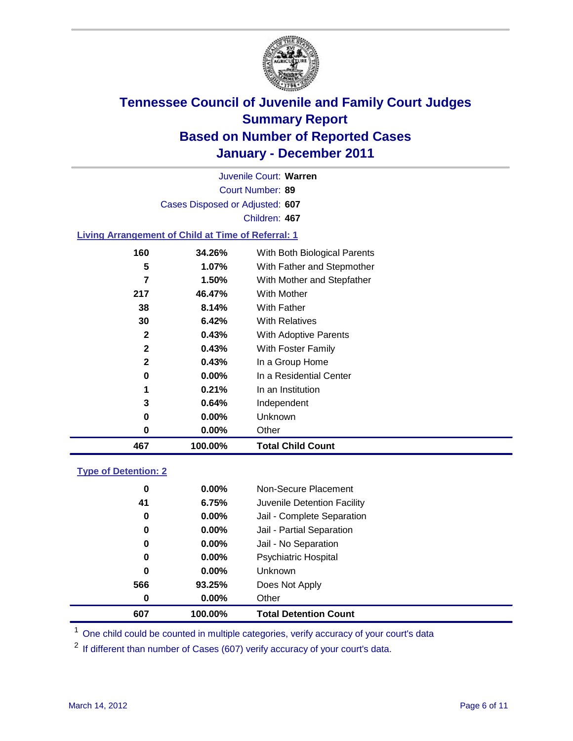# Tennessee Council of Juvenile and Family Court Judges
## Summary Report
## Based on Number of Reported Cases
## January - December 2011

Juvenile Court: **Warren**

Court Number: **89**

Cases Disposed or Adjusted: **607**

Children: **467**

### Living Arrangement of Child at Time of Referral: 1

| Count | Percent | Category |
|---|---|---|
| 160 | 34.26% | With Both Biological Parents |
| 5 | 1.07% | With Father and Stepmother |
| 7 | 1.50% | With Mother and Stepfather |
| 217 | 46.47% | With Mother |
| 38 | 8.14% | With Father |
| 30 | 6.42% | With Relatives |
| 2 | 0.43% | With Adoptive Parents |
| 2 | 0.43% | With Foster Family |
| 2 | 0.43% | In a Group Home |
| 0 | 0.00% | In a Residential Center |
| 1 | 0.21% | In an Institution |
| 3 | 0.64% | Independent |
| 0 | 0.00% | Unknown |
| 0 | 0.00% | Other |
| **467** | **100.00%** | **Total Child Count** |

### Type of Detention: 2

| Count | Percent | Category |
|---|---|---|
| 0 | 0.00% | Non-Secure Placement |
| 41 | 6.75% | Juvenile Detention Facility |
| 0 | 0.00% | Jail - Complete Separation |
| 0 | 0.00% | Jail - Partial Separation |
| 0 | 0.00% | Jail - No Separation |
| 0 | 0.00% | Psychiatric Hospital |
| 0 | 0.00% | Unknown |
| 566 | 93.25% | Does Not Apply |
| 0 | 0.00% | Other |
| **607** | **100.00%** | **Total Detention Count** |

[1] One child could be counted in multiple categories, verify accuracy of your court's data

[2] If different than number of Cases (607) verify accuracy of your court's data.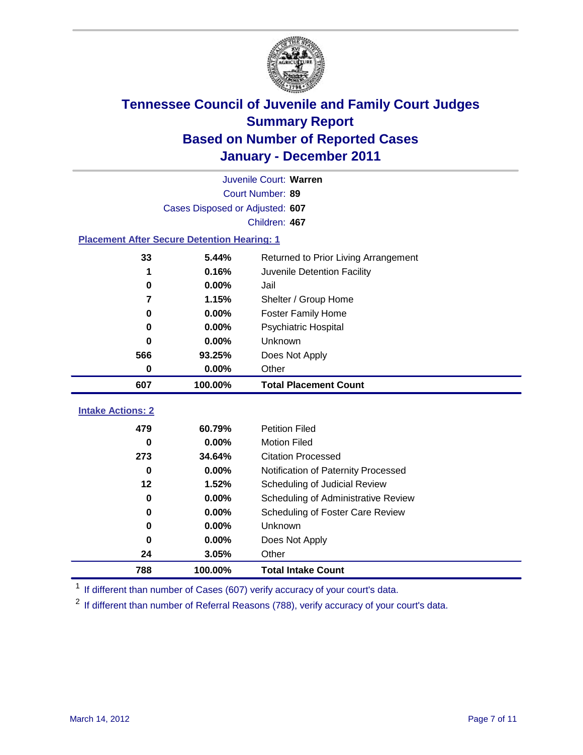# Tennessee Council of Juvenile and Family Court Judges
## Summary Report
## Based on Number of Reported Cases
## January - December 2011

Juvenile Court: **Warren**
Court Number: **89**
Cases Disposed or Adjusted: **607**
Children: **467**

### Placement After Secure Detention Hearing: 1

| | | |
|---|---|---|
| 33 | 5.44% | Returned to Prior Living Arrangement |
| 1 | 0.16% | Juvenile Detention Facility |
| 0 | 0.00% | Jail |
| 7 | 1.15% | Shelter / Group Home |
| 0 | 0.00% | Foster Family Home |
| 0 | 0.00% | Psychiatric Hospital |
| 0 | 0.00% | Unknown |
| 566 | 93.25% | Does Not Apply |
| 0 | 0.00% | Other |
| **607** | **100.00%** | **Total Placement Count** |

### Intake Actions: 2

| | | |
|---|---|---|
| 479 | 60.79% | Petition Filed |
| 0 | 0.00% | Motion Filed |
| 273 | 34.64% | Citation Processed |
| 0 | 0.00% | Notification of Paternity Processed |
| 12 | 1.52% | Scheduling of Judicial Review |
| 0 | 0.00% | Scheduling of Administrative Review |
| 0 | 0.00% | Scheduling of Foster Care Review |
| 0 | 0.00% | Unknown |
| 0 | 0.00% | Does Not Apply |
| 24 | 3.05% | Other |
| **788** | **100.00%** | **Total Intake Count** |

[1] If different than number of Cases (607) verify accuracy of your court's data.

[2] If different than number of Referral Reasons (788), verify accuracy of your court's data.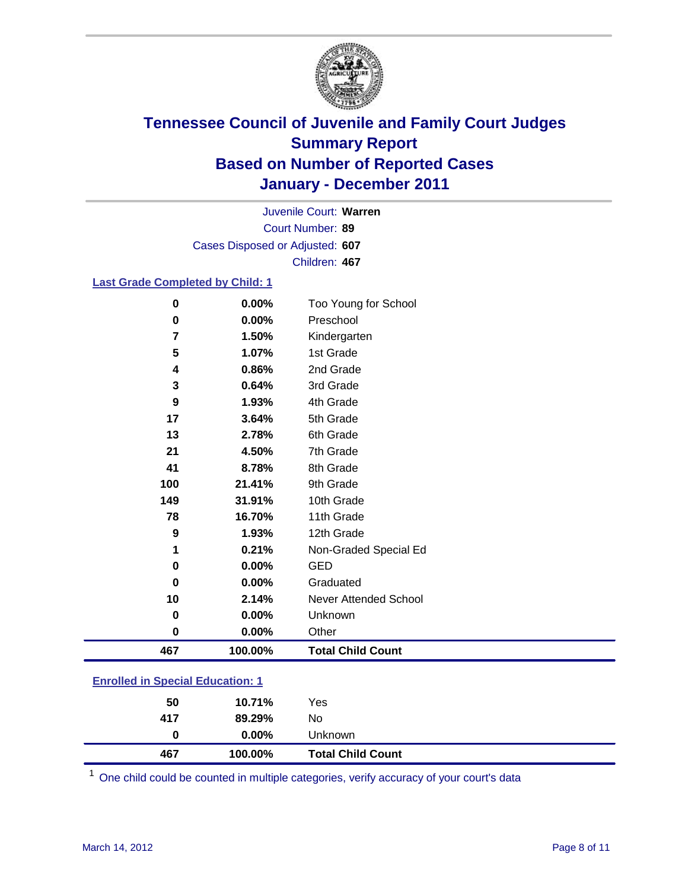# Tennessee Council of Juvenile and Family Court Judges
## Summary Report
## Based on Number of Reported Cases
## January - December 2011

Juvenile Court: **Warren**

Court Number: **89**

Cases Disposed or Adjusted: **607**

Children: **467**

### Last Grade Completed by Child: 1

| | | |
|---|---|---|
| 0 | 0.00% | Too Young for School |
| 0 | 0.00% | Preschool |
| 7 | 1.50% | Kindergarten |
| 5 | 1.07% | 1st Grade |
| 4 | 0.86% | 2nd Grade |
| 3 | 0.64% | 3rd Grade |
| 9 | 1.93% | 4th Grade |
| 17 | 3.64% | 5th Grade |
| 13 | 2.78% | 6th Grade |
| 21 | 4.50% | 7th Grade |
| 41 | 8.78% | 8th Grade |
| 100 | 21.41% | 9th Grade |
| 149 | 31.91% | 10th Grade |
| 78 | 16.70% | 11th Grade |
| 9 | 1.93% | 12th Grade |
| 1 | 0.21% | Non-Graded Special Ed |
| 0 | 0.00% | GED |
| 0 | 0.00% | Graduated |
| 10 | 2.14% | Never Attended School |
| 0 | 0.00% | Unknown |
| 0 | 0.00% | Other |
| **467** | **100.00%** | **Total Child Count** |

### Enrolled in Special Education: 1

| | | |
|---|---|---|
| 50 | 10.71% | Yes |
| 417 | 89.29% | No |
| 0 | 0.00% | Unknown |
| **467** | **100.00%** | **Total Child Count** |

[1] One child could be counted in multiple categories, verify accuracy of your court's data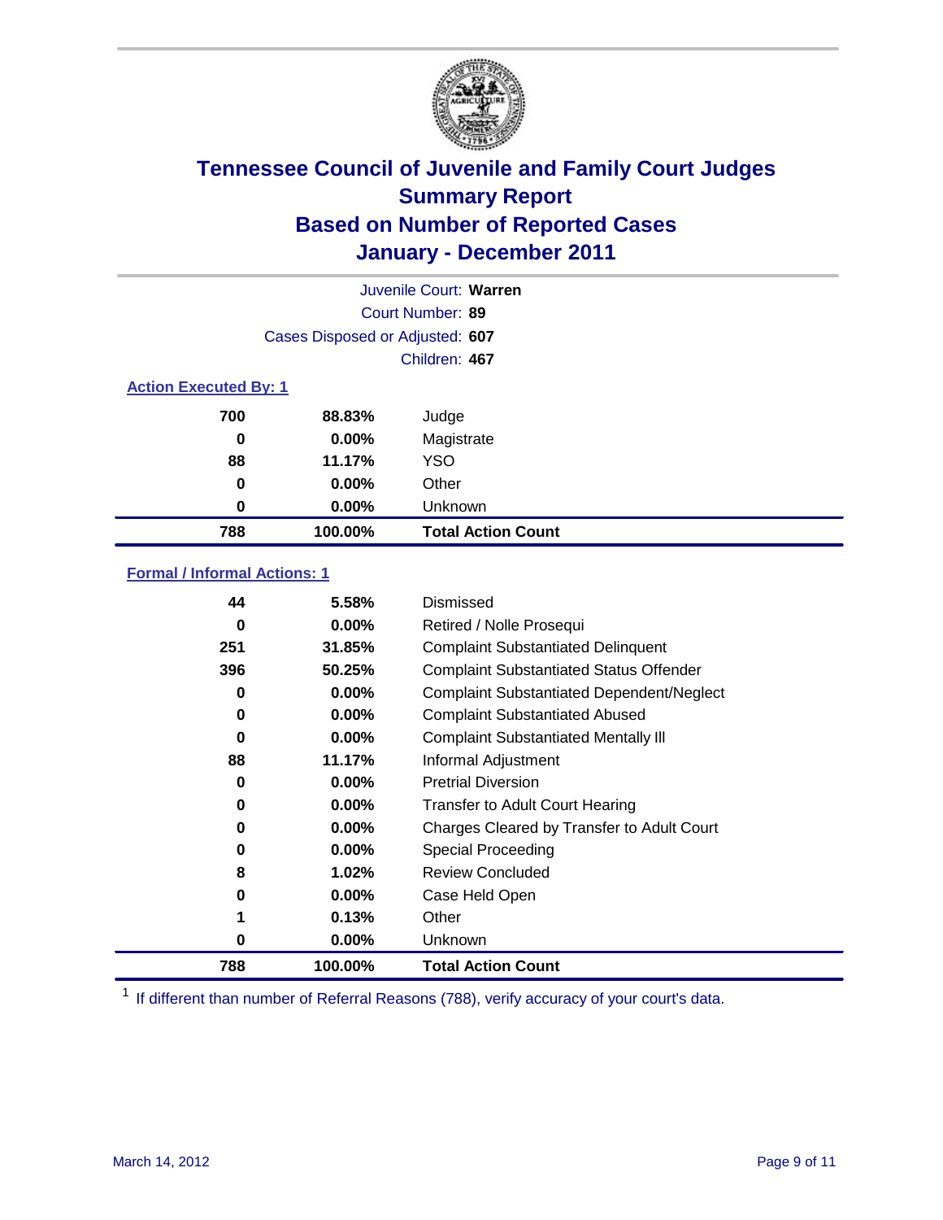# Tennessee Council of Juvenile and Family Court Judges
## Summary Report
## Based on Number of Reported Cases
## January - December 2011

Juvenile Court: **Warren**
Court Number: **89**
Cases Disposed or Adjusted: **607**
Children: **467**

### Action Executed By: 1

| Count | Percent | Action |
|---|---|---|
| 700 | 88.83% | Judge |
| 0 | 0.00% | Magistrate |
| 88 | 11.17% | YSO |
| 0 | 0.00% | Other |
| 0 | 0.00% | Unknown |
| **788** | **100.00%** | **Total Action Count** |

### Formal / Informal Actions: 1

| Count | Percent | Action |
|---|---|---|
| 44 | 5.58% | Dismissed |
| 0 | 0.00% | Retired / Nolle Prosequi |
| 251 | 31.85% | Complaint Substantiated Delinquent |
| 396 | 50.25% | Complaint Substantiated Status Offender |
| 0 | 0.00% | Complaint Substantiated Dependent/Neglect |
| 0 | 0.00% | Complaint Substantiated Abused |
| 0 | 0.00% | Complaint Substantiated Mentally Ill |
| 88 | 11.17% | Informal Adjustment |
| 0 | 0.00% | Pretrial Diversion |
| 0 | 0.00% | Transfer to Adult Court Hearing |
| 0 | 0.00% | Charges Cleared by Transfer to Adult Court |
| 0 | 0.00% | Special Proceeding |
| 8 | 1.02% | Review Concluded |
| 0 | 0.00% | Case Held Open |
| 1 | 0.13% | Other |
| 0 | 0.00% | Unknown |
| **788** | **100.00%** | **Total Action Count** |

[1] If different than number of Referral Reasons (788), verify accuracy of your court's data.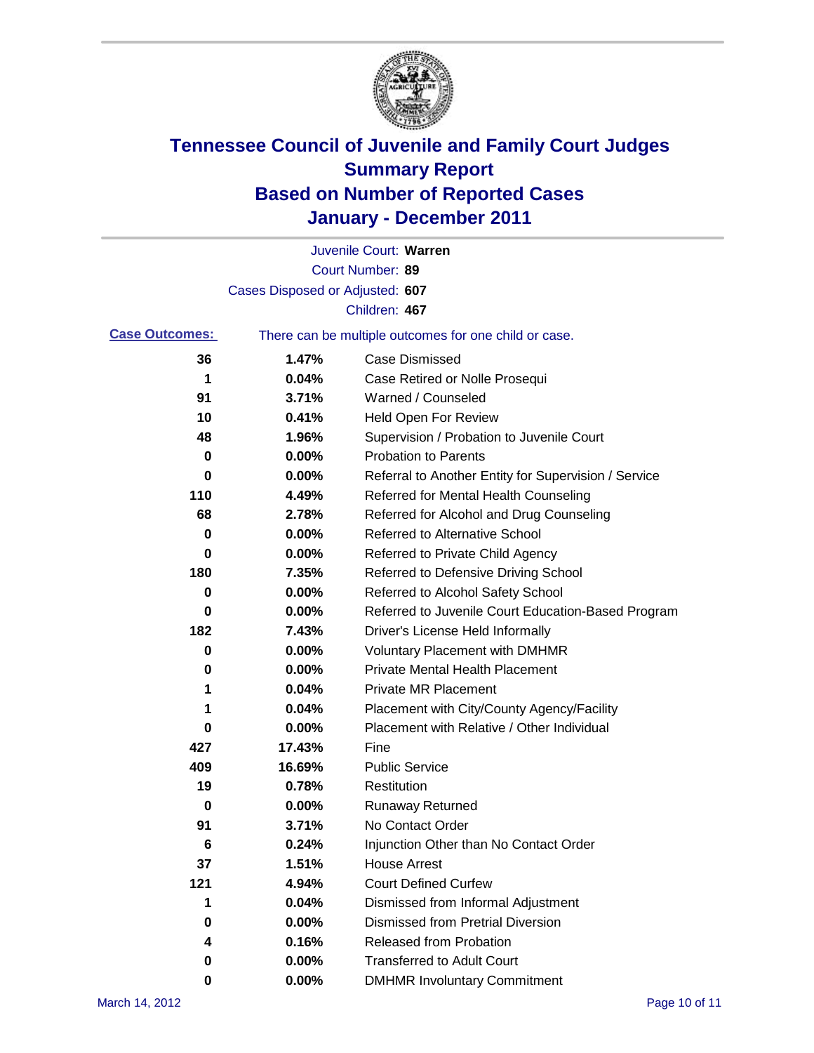# Tennessee Council of Juvenile and Family Court Judges
## Summary Report
## Based on Number of Reported Cases
## January - December 2011

Juvenile Court: **Warren**

Court Number: **89**

Cases Disposed or Adjusted: **607**

Children: **467**

**Case Outcomes:** There can be multiple outcomes for one child or case.

| Count | Percent | Outcome |
|---|---|---|
| 36 | 1.47% | Case Dismissed |
| 1 | 0.04% | Case Retired or Nolle Prosequi |
| 91 | 3.71% | Warned / Counseled |
| 10 | 0.41% | Held Open For Review |
| 48 | 1.96% | Supervision / Probation to Juvenile Court |
| 0 | 0.00% | Probation to Parents |
| 0 | 0.00% | Referral to Another Entity for Supervision / Service |
| 110 | 4.49% | Referred for Mental Health Counseling |
| 68 | 2.78% | Referred for Alcohol and Drug Counseling |
| 0 | 0.00% | Referred to Alternative School |
| 0 | 0.00% | Referred to Private Child Agency |
| 180 | 7.35% | Referred to Defensive Driving School |
| 0 | 0.00% | Referred to Alcohol Safety School |
| 0 | 0.00% | Referred to Juvenile Court Education-Based Program |
| 182 | 7.43% | Driver's License Held Informally |
| 0 | 0.00% | Voluntary Placement with DMHMR |
| 0 | 0.00% | Private Mental Health Placement |
| 1 | 0.04% | Private MR Placement |
| 1 | 0.04% | Placement with City/County Agency/Facility |
| 0 | 0.00% | Placement with Relative / Other Individual |
| 427 | 17.43% | Fine |
| 409 | 16.69% | Public Service |
| 19 | 0.78% | Restitution |
| 0 | 0.00% | Runaway Returned |
| 91 | 3.71% | No Contact Order |
| 6 | 0.24% | Injunction Other than No Contact Order |
| 37 | 1.51% | House Arrest |
| 121 | 4.94% | Court Defined Curfew |
| 1 | 0.04% | Dismissed from Informal Adjustment |
| 0 | 0.00% | Dismissed from Pretrial Diversion |
| 4 | 0.16% | Released from Probation |
| 0 | 0.00% | Transferred to Adult Court |
| 0 | 0.00% | DMHMR Involuntary Commitment |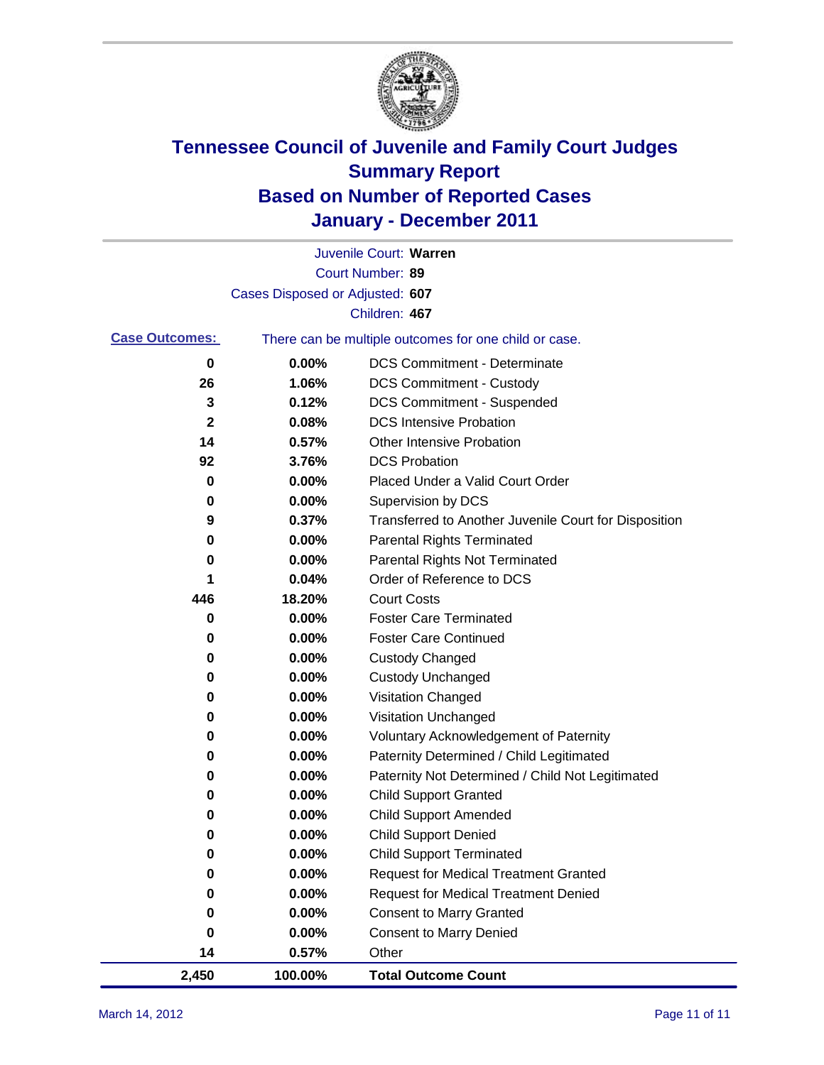# Tennessee Council of Juvenile and Family Court Judges
## Summary Report
## Based on Number of Reported Cases
## January - December 2011

Juvenile Court: **Warren**

Court Number: **89**

Cases Disposed or Adjusted: **607**

Children: **467**

**Case Outcomes:** There can be multiple outcomes for one child or case.

| | | |
|---|---|---|
| 0 | 0.00% | DCS Commitment - Determinate |
| 26 | 1.06% | DCS Commitment - Custody |
| 3 | 0.12% | DCS Commitment - Suspended |
| 2 | 0.08% | DCS Intensive Probation |
| 14 | 0.57% | Other Intensive Probation |
| 92 | 3.76% | DCS Probation |
| 0 | 0.00% | Placed Under a Valid Court Order |
| 0 | 0.00% | Supervision by DCS |
| 9 | 0.37% | Transferred to Another Juvenile Court for Disposition |
| 0 | 0.00% | Parental Rights Terminated |
| 0 | 0.00% | Parental Rights Not Terminated |
| 1 | 0.04% | Order of Reference to DCS |
| 446 | 18.20% | Court Costs |
| 0 | 0.00% | Foster Care Terminated |
| 0 | 0.00% | Foster Care Continued |
| 0 | 0.00% | Custody Changed |
| 0 | 0.00% | Custody Unchanged |
| 0 | 0.00% | Visitation Changed |
| 0 | 0.00% | Visitation Unchanged |
| 0 | 0.00% | Voluntary Acknowledgement of Paternity |
| 0 | 0.00% | Paternity Determined / Child Legitimated |
| 0 | 0.00% | Paternity Not Determined / Child Not Legitimated |
| 0 | 0.00% | Child Support Granted |
| 0 | 0.00% | Child Support Amended |
| 0 | 0.00% | Child Support Denied |
| 0 | 0.00% | Child Support Terminated |
| 0 | 0.00% | Request for Medical Treatment Granted |
| 0 | 0.00% | Request for Medical Treatment Denied |
| 0 | 0.00% | Consent to Marry Granted |
| 0 | 0.00% | Consent to Marry Denied |
| 14 | 0.57% | Other |
| **2,450** | **100.00%** | **Total Outcome Count** |